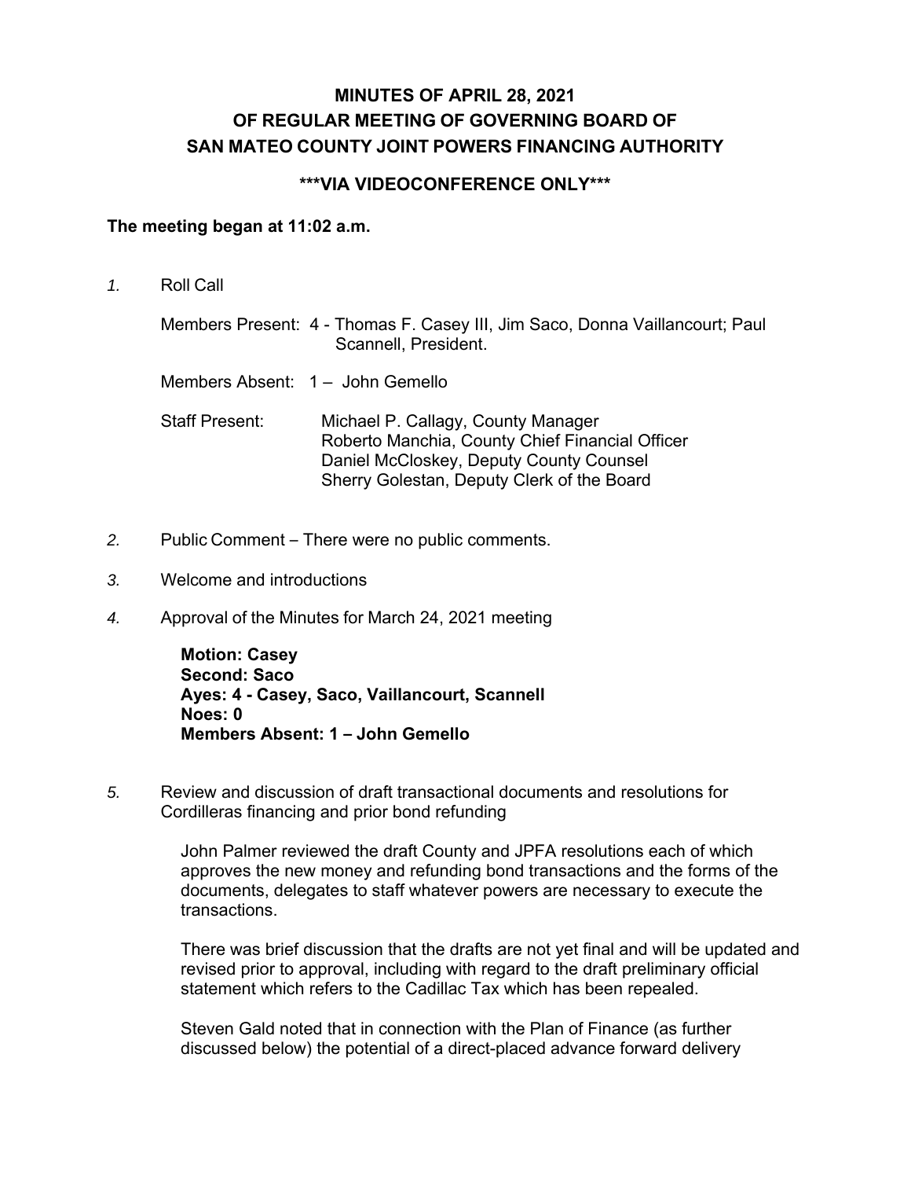# MINUTES OF APRIL 28, 2021
# OF REGULAR MEETING OF GOVERNING BOARD OF
# SAN MATEO COUNTY JOINT POWERS FINANCING AUTHORITY

## ***VIA VIDEOCONFERENCE ONLY***

**The meeting began at 11:02 a.m.**

*1.* Roll Call

Members Present: 4 - Thomas F. Casey III, Jim Saco, Donna Vaillancourt; Paul Scannell, President.

Members Absent: 1 – John Gemello

Staff Present: Michael P. Callagy, County Manager
Roberto Manchia, County Chief Financial Officer
Daniel McCloskey, Deputy County Counsel
Sherry Golestan, Deputy Clerk of the Board

*2.* Public Comment – There were no public comments.

*3.* Welcome and introductions

*4.* Approval of the Minutes for March 24, 2021 meeting

**Motion: Casey**
**Second: Saco**
**Ayes: 4 - Casey, Saco, Vaillancourt, Scannell**
**Noes: 0**
**Members Absent: 1 – John Gemello**

*5.* Review and discussion of draft transactional documents and resolutions for Cordilleras financing and prior bond refunding

John Palmer reviewed the draft County and JPFA resolutions each of which approves the new money and refunding bond transactions and the forms of the documents, delegates to staff whatever powers are necessary to execute the transactions.

There was brief discussion that the drafts are not yet final and will be updated and revised prior to approval, including with regard to the draft preliminary official statement which refers to the Cadillac Tax which has been repealed.

Steven Gald noted that in connection with the Plan of Finance (as further discussed below) the potential of a direct-placed advance forward delivery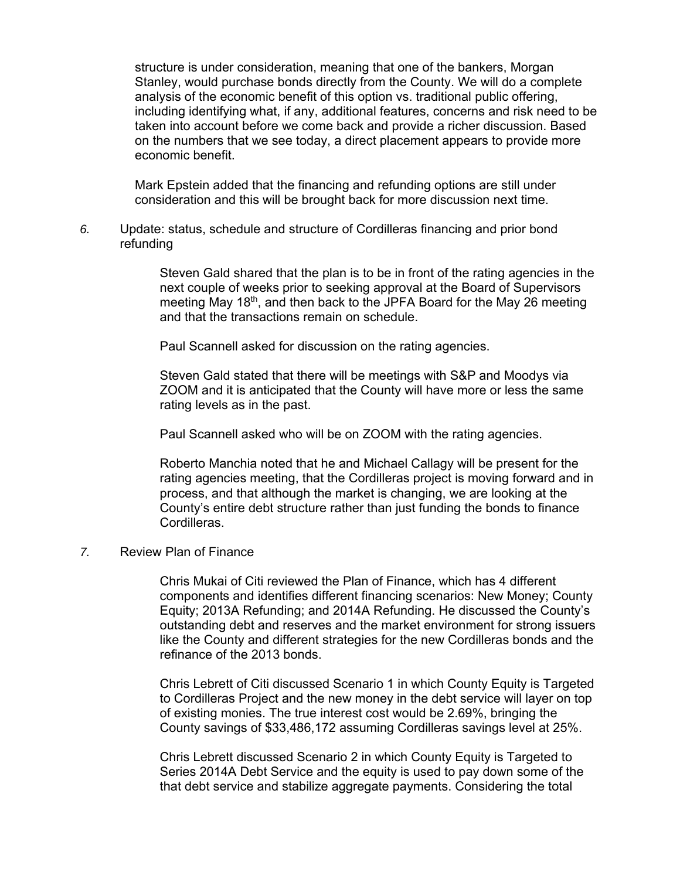structure is under consideration, meaning that one of the bankers, Morgan Stanley, would purchase bonds directly from the County. We will do a complete analysis of the economic benefit of this option vs. traditional public offering, including identifying what, if any, additional features, concerns and risk need to be taken into account before we come back and provide a richer discussion. Based on the numbers that we see today, a direct placement appears to provide more economic benefit.

Mark Epstein added that the financing and refunding options are still under consideration and this will be brought back for more discussion next time.

*6.* Update: status, schedule and structure of Cordilleras financing and prior bond refunding

Steven Gald shared that the plan is to be in front of the rating agencies in the next couple of weeks prior to seeking approval at the Board of Supervisors meeting May 18th, and then back to the JPFA Board for the May 26 meeting and that the transactions remain on schedule.

Paul Scannell asked for discussion on the rating agencies.

Steven Gald stated that there will be meetings with S&P and Moodys via ZOOM and it is anticipated that the County will have more or less the same rating levels as in the past.

Paul Scannell asked who will be on ZOOM with the rating agencies.

Roberto Manchia noted that he and Michael Callagy will be present for the rating agencies meeting, that the Cordilleras project is moving forward and in process, and that although the market is changing, we are looking at the County's entire debt structure rather than just funding the bonds to finance Cordilleras.

*7.* Review Plan of Finance

Chris Mukai of Citi reviewed the Plan of Finance, which has 4 different components and identifies different financing scenarios: New Money; County Equity; 2013A Refunding; and 2014A Refunding. He discussed the County's outstanding debt and reserves and the market environment for strong issuers like the County and different strategies for the new Cordilleras bonds and the refinance of the 2013 bonds.

Chris Lebrett of Citi discussed Scenario 1 in which County Equity is Targeted to Cordilleras Project and the new money in the debt service will layer on top of existing monies. The true interest cost would be 2.69%, bringing the County savings of $33,486,172 assuming Cordilleras savings level at 25%.

Chris Lebrett discussed Scenario 2 in which County Equity is Targeted to Series 2014A Debt Service and the equity is used to pay down some of the that debt service and stabilize aggregate payments. Considering the total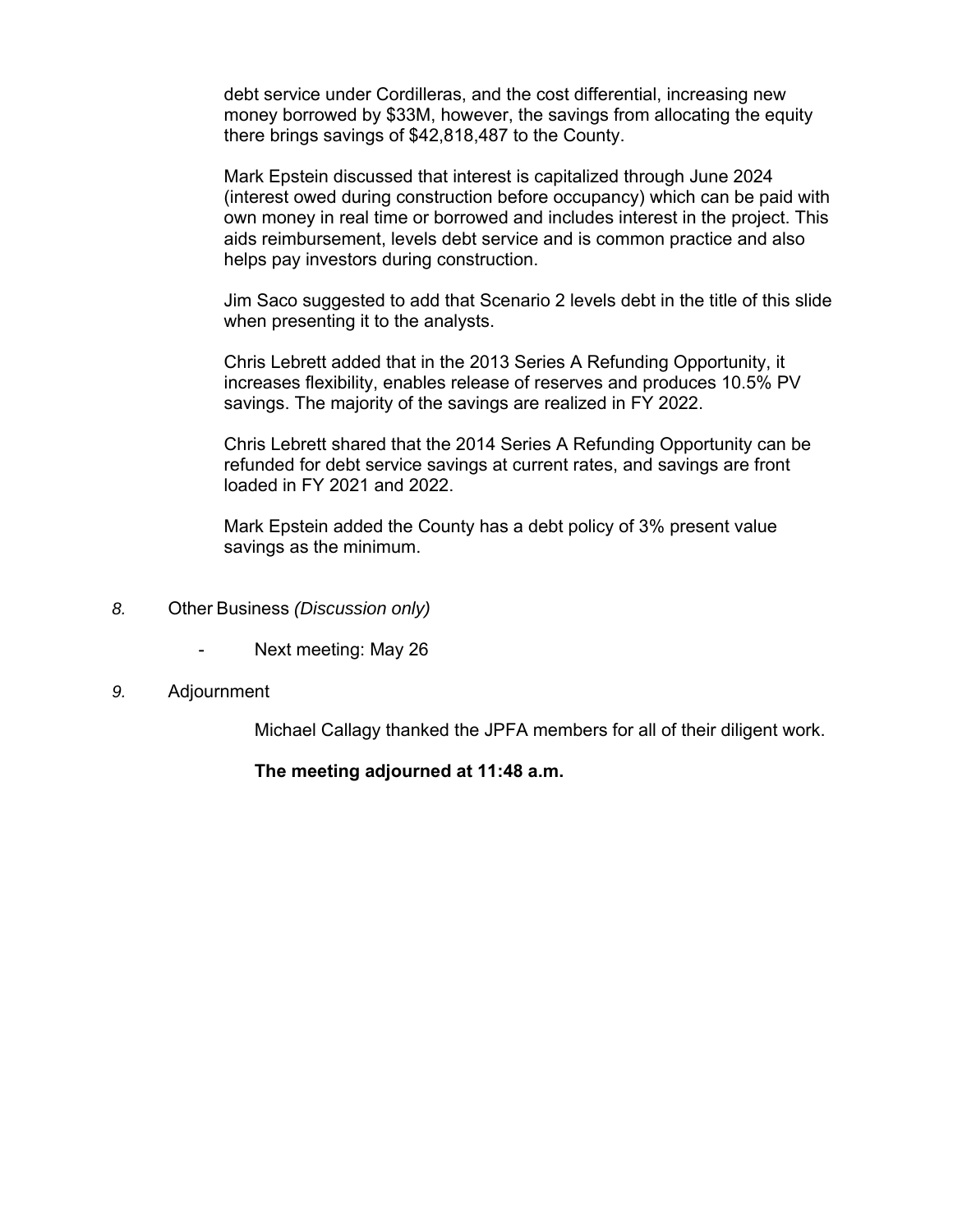debt service under Cordilleras, and the cost differential, increasing new money borrowed by $33M, however, the savings from allocating the equity there brings savings of $42,818,487 to the County.

Mark Epstein discussed that interest is capitalized through June 2024 (interest owed during construction before occupancy) which can be paid with own money in real time or borrowed and includes interest in the project. This aids reimbursement, levels debt service and is common practice and also helps pay investors during construction.

Jim Saco suggested to add that Scenario 2 levels debt in the title of this slide when presenting it to the analysts.

Chris Lebrett added that in the 2013 Series A Refunding Opportunity, it increases flexibility, enables release of reserves and produces 10.5% PV savings. The majority of the savings are realized in FY 2022.

Chris Lebrett shared that the 2014 Series A Refunding Opportunity can be refunded for debt service savings at current rates, and savings are front loaded in FY 2021 and 2022.

Mark Epstein added the County has a debt policy of 3% present value savings as the minimum.

*8.* Other Business *(Discussion only)*

- Next meeting: May 26

*9.* Adjournment

Michael Callagy thanked the JPFA members for all of their diligent work.

**The meeting adjourned at 11:48 a.m.**